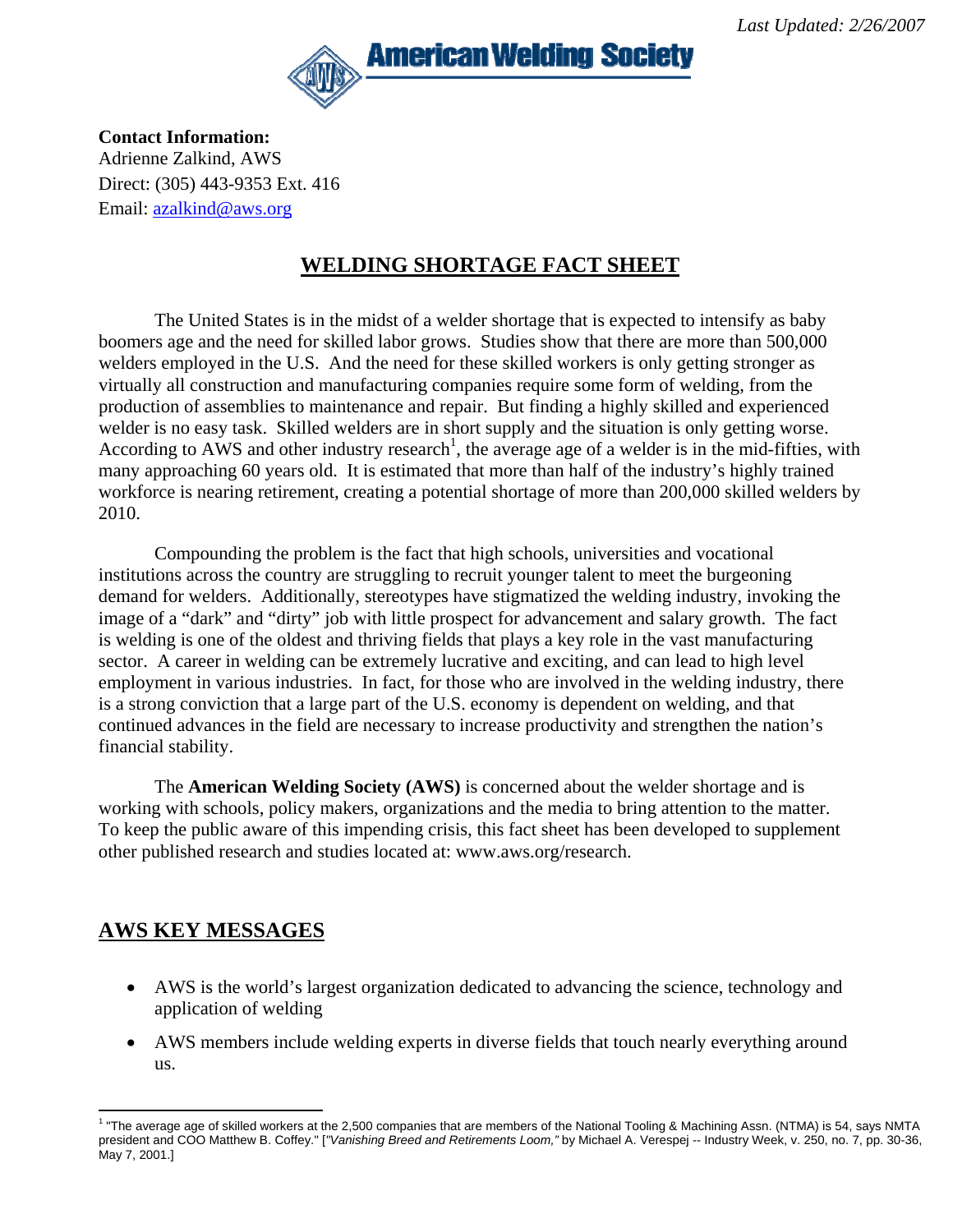*Last Updated: 2/26/2007*

American Welding Society

**Contact Information:**
Adrienne Zalkind, AWS
Direct: (305) 443-9353 Ext. 416
Email: azalkind@aws.org

# WELDING SHORTAGE FACT SHEET

The United States is in the midst of a welder shortage that is expected to intensify as baby boomers age and the need for skilled labor grows. Studies show that there are more than 500,000 welders employed in the U.S. And the need for these skilled workers is only getting stronger as virtually all construction and manufacturing companies require some form of welding, from the production of assemblies to maintenance and repair. But finding a highly skilled and experienced welder is no easy task. Skilled welders are in short supply and the situation is only getting worse. According to AWS and other industry research[1], the average age of a welder is in the mid-fifties, with many approaching 60 years old. It is estimated that more than half of the industry's highly trained workforce is nearing retirement, creating a potential shortage of more than 200,000 skilled welders by 2010.

Compounding the problem is the fact that high schools, universities and vocational institutions across the country are struggling to recruit younger talent to meet the burgeoning demand for welders. Additionally, stereotypes have stigmatized the welding industry, invoking the image of a "dark" and "dirty" job with little prospect for advancement and salary growth. The fact is welding is one of the oldest and thriving fields that plays a key role in the vast manufacturing sector. A career in welding can be extremely lucrative and exciting, and can lead to high level employment in various industries. In fact, for those who are involved in the welding industry, there is a strong conviction that a large part of the U.S. economy is dependent on welding, and that continued advances in the field are necessary to increase productivity and strengthen the nation's financial stability.

The **American Welding Society (AWS)** is concerned about the welder shortage and is working with schools, policy makers, organizations and the media to bring attention to the matter. To keep the public aware of this impending crisis, this fact sheet has been developed to supplement other published research and studies located at: www.aws.org/research.

## AWS KEY MESSAGES

- AWS is the world's largest organization dedicated to advancing the science, technology and application of welding
- AWS members include welding experts in diverse fields that touch nearly everything around us.

[1] "The average age of skilled workers at the 2,500 companies that are members of the National Tooling & Machining Assn. (NTMA) is 54, says NMTA president and COO Matthew B. Coffey." [*"Vanishing Breed and Retirements Loom,"* by Michael A. Verespej -- Industry Week, v. 250, no. 7, pp. 30-36, May 7, 2001.]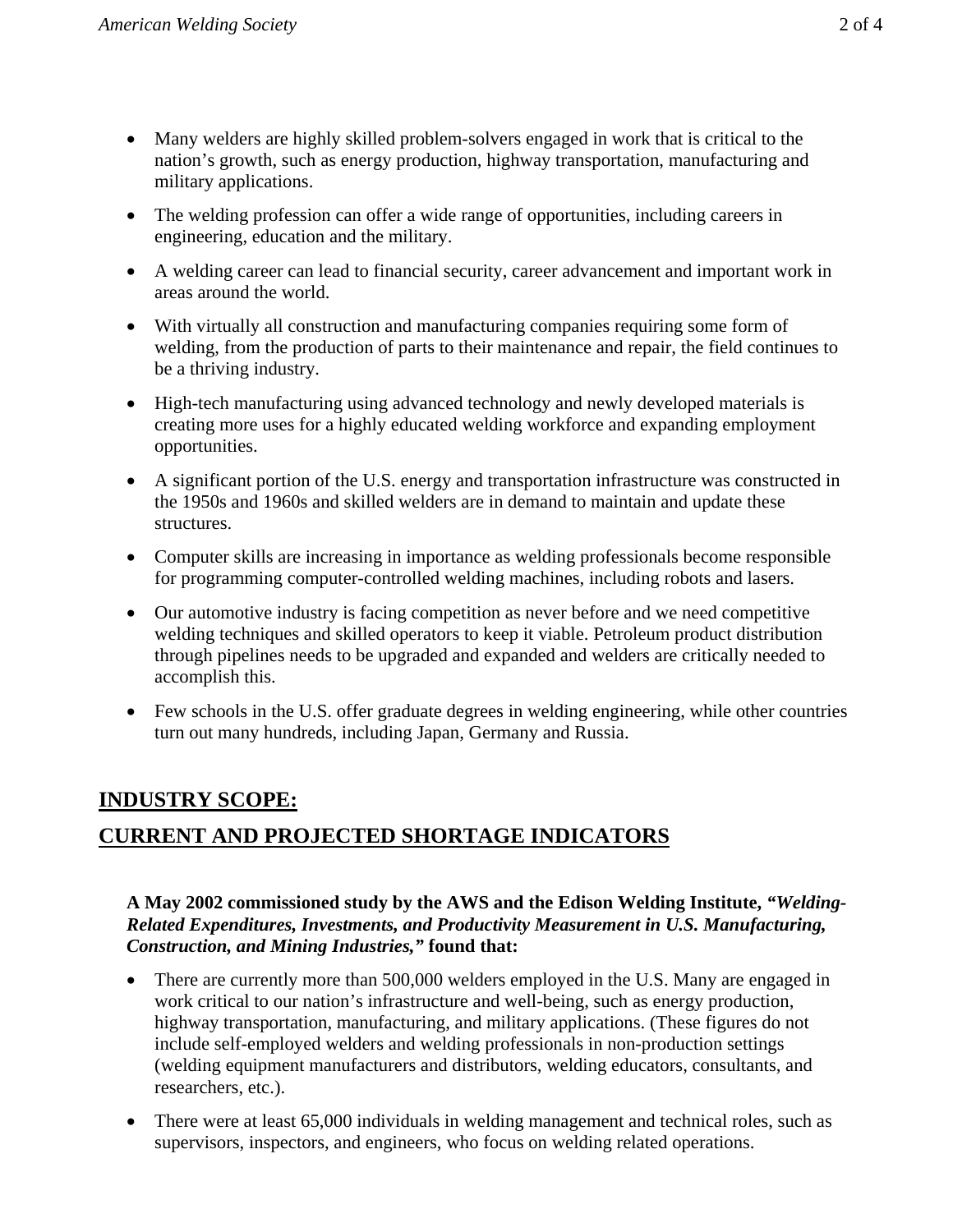- Many welders are highly skilled problem-solvers engaged in work that is critical to the nation's growth, such as energy production, highway transportation, manufacturing and military applications.
- The welding profession can offer a wide range of opportunities, including careers in engineering, education and the military.
- A welding career can lead to financial security, career advancement and important work in areas around the world.
- With virtually all construction and manufacturing companies requiring some form of welding, from the production of parts to their maintenance and repair, the field continues to be a thriving industry.
- High-tech manufacturing using advanced technology and newly developed materials is creating more uses for a highly educated welding workforce and expanding employment opportunities.
- A significant portion of the U.S. energy and transportation infrastructure was constructed in the 1950s and 1960s and skilled welders are in demand to maintain and update these structures.
- Computer skills are increasing in importance as welding professionals become responsible for programming computer-controlled welding machines, including robots and lasers.
- Our automotive industry is facing competition as never before and we need competitive welding techniques and skilled operators to keep it viable. Petroleum product distribution through pipelines needs to be upgraded and expanded and welders are critically needed to accomplish this.
- Few schools in the U.S. offer graduate degrees in welding engineering, while other countries turn out many hundreds, including Japan, Germany and Russia.

## INDUSTRY SCOPE:

## CURRENT AND PROJECTED SHORTAGE INDICATORS

**A May 2002 commissioned study by the AWS and the Edison Welding Institute, *"Welding-Related Expenditures, Investments, and Productivity Measurement in U.S. Manufacturing, Construction, and Mining Industries,"* found that:**

- There are currently more than 500,000 welders employed in the U.S. Many are engaged in work critical to our nation's infrastructure and well-being, such as energy production, highway transportation, manufacturing, and military applications. (These figures do not include self-employed welders and welding professionals in non-production settings (welding equipment manufacturers and distributors, welding educators, consultants, and researchers, etc.).
- There were at least 65,000 individuals in welding management and technical roles, such as supervisors, inspectors, and engineers, who focus on welding related operations.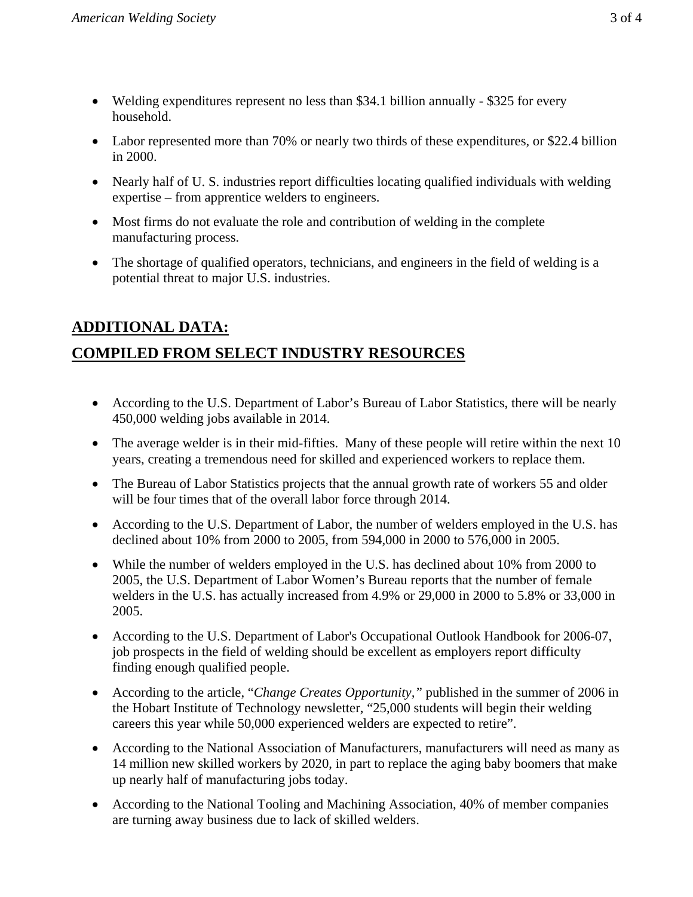- Welding expenditures represent no less than $34.1 billion annually - $325 for every household.
- Labor represented more than 70% or nearly two thirds of these expenditures, or $22.4 billion in 2000.
- Nearly half of U. S. industries report difficulties locating qualified individuals with welding expertise – from apprentice welders to engineers.
- Most firms do not evaluate the role and contribution of welding in the complete manufacturing process.
- The shortage of qualified operators, technicians, and engineers in the field of welding is a potential threat to major U.S. industries.

## ADDITIONAL DATA:

## COMPILED FROM SELECT INDUSTRY RESOURCES

- According to the U.S. Department of Labor's Bureau of Labor Statistics, there will be nearly 450,000 welding jobs available in 2014.
- The average welder is in their mid-fifties. Many of these people will retire within the next 10 years, creating a tremendous need for skilled and experienced workers to replace them.
- The Bureau of Labor Statistics projects that the annual growth rate of workers 55 and older will be four times that of the overall labor force through 2014.
- According to the U.S. Department of Labor, the number of welders employed in the U.S. has declined about 10% from 2000 to 2005, from 594,000 in 2000 to 576,000 in 2005.
- While the number of welders employed in the U.S. has declined about 10% from 2000 to 2005, the U.S. Department of Labor Women's Bureau reports that the number of female welders in the U.S. has actually increased from 4.9% or 29,000 in 2000 to 5.8% or 33,000 in 2005.
- According to the U.S. Department of Labor's Occupational Outlook Handbook for 2006-07, job prospects in the field of welding should be excellent as employers report difficulty finding enough qualified people.
- According to the article, "*Change Creates Opportunity,*" published in the summer of 2006 in the Hobart Institute of Technology newsletter, "25,000 students will begin their welding careers this year while 50,000 experienced welders are expected to retire".
- According to the National Association of Manufacturers, manufacturers will need as many as 14 million new skilled workers by 2020, in part to replace the aging baby boomers that make up nearly half of manufacturing jobs today.
- According to the National Tooling and Machining Association, 40% of member companies are turning away business due to lack of skilled welders.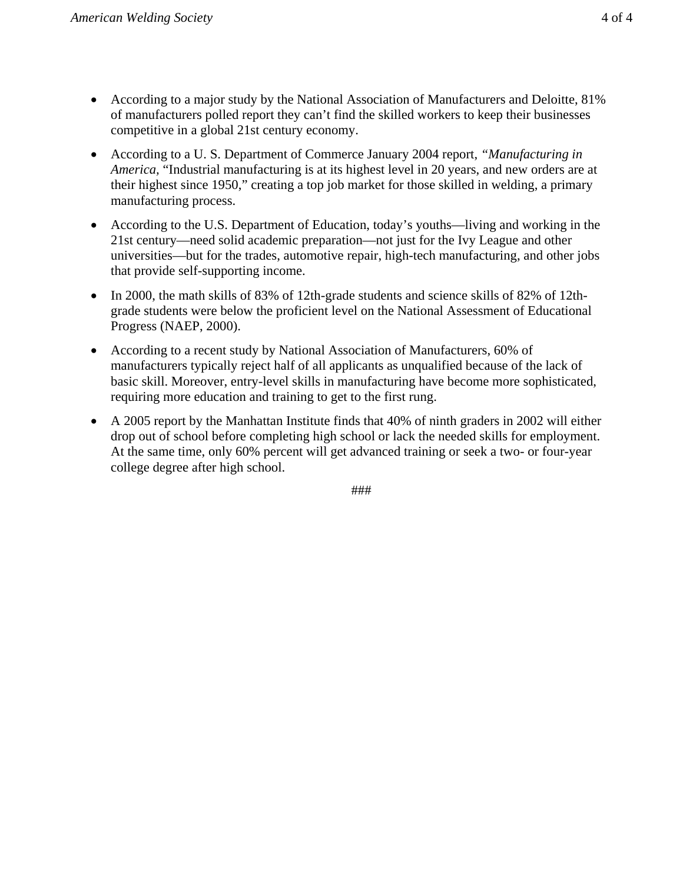- According to a major study by the National Association of Manufacturers and Deloitte, 81% of manufacturers polled report they can't find the skilled workers to keep their businesses competitive in a global 21st century economy.

- According to a U. S. Department of Commerce January 2004 report, *"Manufacturing in America,* "Industrial manufacturing is at its highest level in 20 years, and new orders are at their highest since 1950," creating a top job market for those skilled in welding, a primary manufacturing process.

- According to the U.S. Department of Education, today's youths—living and working in the 21st century—need solid academic preparation—not just for the Ivy League and other universities—but for the trades, automotive repair, high-tech manufacturing, and other jobs that provide self-supporting income.

- In 2000, the math skills of 83% of 12th-grade students and science skills of 82% of 12th-grade students were below the proficient level on the National Assessment of Educational Progress (NAEP, 2000).

- According to a recent study by National Association of Manufacturers, 60% of manufacturers typically reject half of all applicants as unqualified because of the lack of basic skill. Moreover, entry-level skills in manufacturing have become more sophisticated, requiring more education and training to get to the first rung.

- A 2005 report by the Manhattan Institute finds that 40% of ninth graders in 2002 will either drop out of school before completing high school or lack the needed skills for employment. At the same time, only 60% percent will get advanced training or seek a two- or four-year college degree after high school.

###